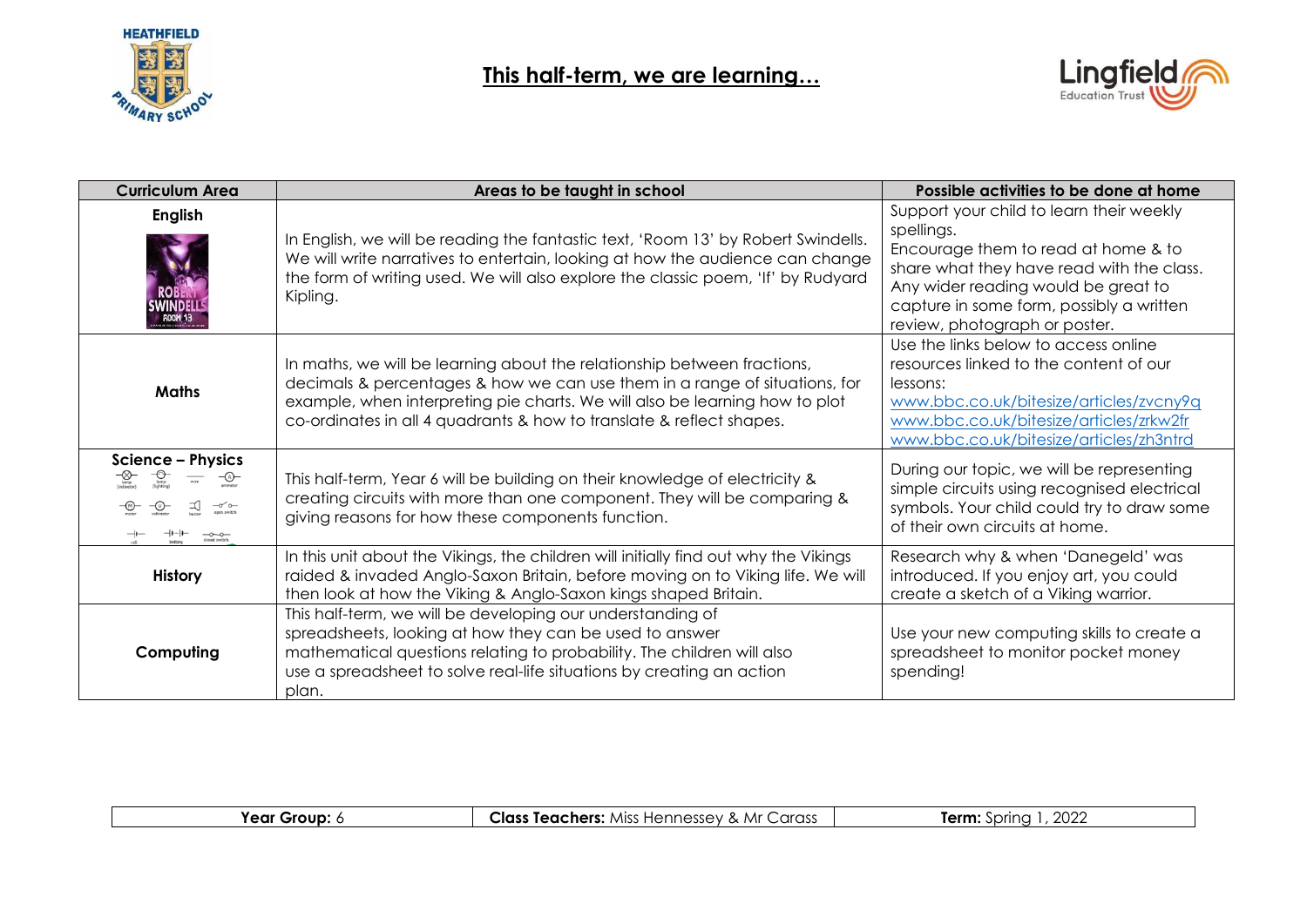# This half-term, we are learning…

| Curriculum Area | Areas to be taught in school | Possible activities to be done at home |
|---|---|---|
| **English** | In English, we will be reading the fantastic text, 'Room 13' by Robert Swindells. We will write narratives to entertain, looking at how the audience can change the form of writing used. We will also explore the classic poem, 'If' by Rudyard Kipling. | Support your child to learn their weekly spellings. Encourage them to read at home & to share what they have read with the class. Any wider reading would be great to capture in some form, possibly a written review, photograph or poster. |
| **Maths** | In maths, we will be learning about the relationship between fractions, decimals & percentages & how we can use them in a range of situations, for example, when interpreting pie charts. We will also be learning how to plot co-ordinates in all 4 quadrants & how to translate & reflect shapes. | Use the links below to access online resources linked to the content of our lessons: www.bbc.co.uk/bitesize/articles/zvcny9q www.bbc.co.uk/bitesize/articles/zrkw2fr www.bbc.co.uk/bitesize/articles/zh3ntrd |
| **Science – Physics** | This half-term, Year 6 will be building on their knowledge of electricity & creating circuits with more than one component. They will be comparing & giving reasons for how these components function. | During our topic, we will be representing simple circuits using recognised electrical symbols. Your child could try to draw some of their own circuits at home. |
| **History** | In this unit about the Vikings, the children will initially find out why the Vikings raided & invaded Anglo-Saxon Britain, before moving on to Viking life. We will then look at how the Viking & Anglo-Saxon kings shaped Britain. | Research why & when 'Danegeld' was introduced. If you enjoy art, you could create a sketch of a Viking warrior. |
| **Computing** | This half-term, we will be developing our understanding of spreadsheets, looking at how they can be used to answer mathematical questions relating to probability. The children will also use a spreadsheet to solve real-life situations by creating an action plan. | Use your new computing skills to create a spreadsheet to monitor pocket money spending! |

| **Year Group:** 6 | **Class Teachers:** Miss Hennessey & Mr Carass | **Term:** Spring 1, 2022 |
|---|---|---|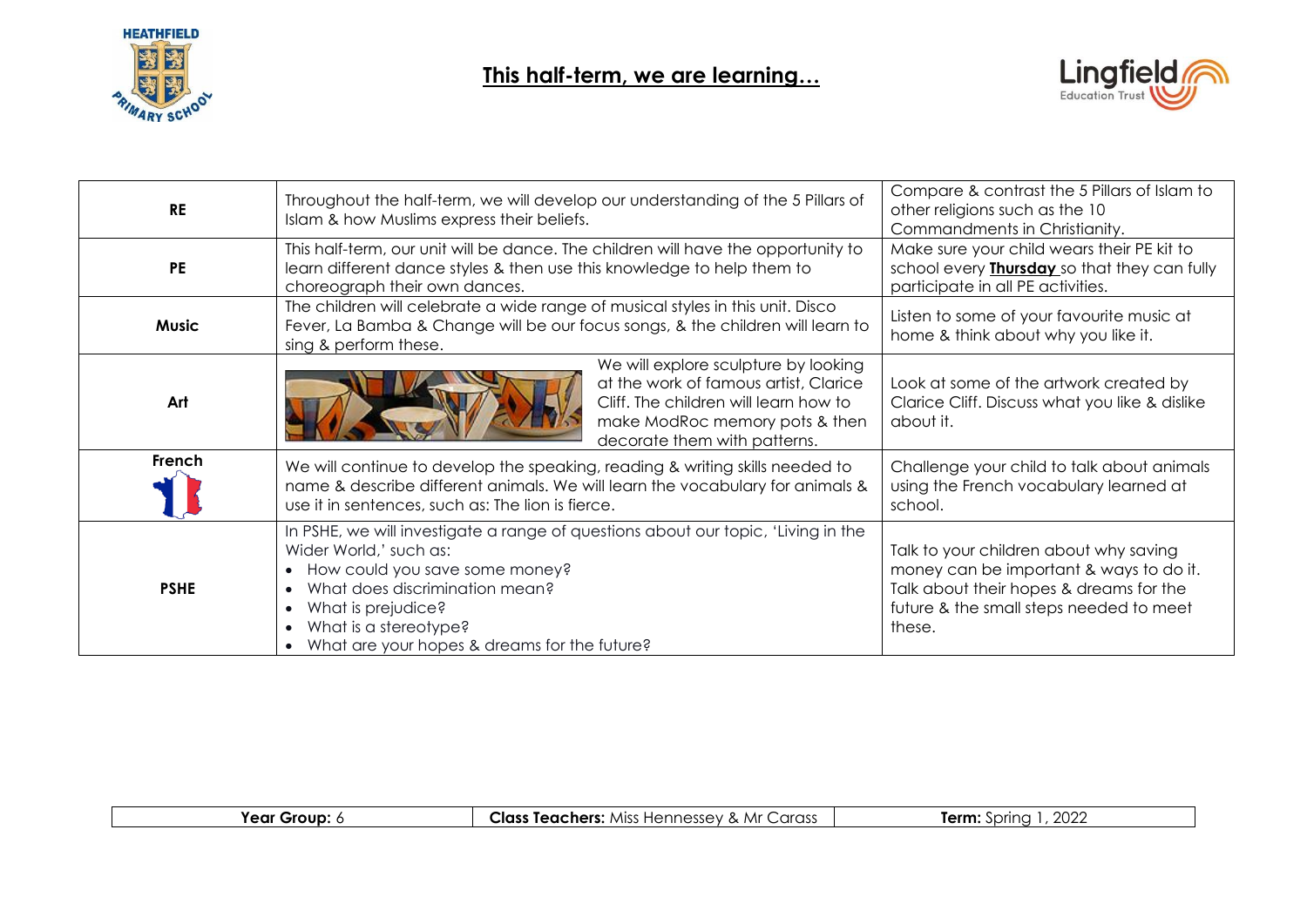# This half-term, we are learning…

| | | |
|---|---|---|
| **RE** | Throughout the half-term, we will develop our understanding of the 5 Pillars of Islam & how Muslims express their beliefs. | Compare & contrast the 5 Pillars of Islam to other religions such as the 10 Commandments in Christianity. |
| **PE** | This half-term, our unit will be dance. The children will have the opportunity to learn different dance styles & then use this knowledge to help them to choreograph their own dances. | Make sure your child wears their PE kit to school every **Thursday** so that they can fully participate in all PE activities. |
| **Music** | The children will celebrate a wide range of musical styles in this unit. Disco Fever, La Bamba & Change will be our focus songs, & the children will learn to sing & perform these. | Listen to some of your favourite music at home & think about why you like it. |
| **Art** | We will explore sculpture by looking at the work of famous artist, Clarice Cliff. The children will learn how to make ModRoc memory pots & then decorate them with patterns. | Look at some of the artwork created by Clarice Cliff. Discuss what you like & dislike about it. |
| **French** | We will continue to develop the speaking, reading & writing skills needed to name & describe different animals. We will learn the vocabulary for animals & use it in sentences, such as: The lion is fierce. | Challenge your child to talk about animals using the French vocabulary learned at school. |
| **PSHE** | In PSHE, we will investigate a range of questions about our topic, 'Living in the Wider World,' such as: <br>• How could you save some money? <br>• What does discrimination mean? <br>• What is prejudice? <br>• What is a stereotype? <br>• What are your hopes & dreams for the future? | Talk to your children about why saving money can be important & ways to do it. Talk about their hopes & dreams for the future & the small steps needed to meet these. |

| **Year Group:** 6 | **Class Teachers:** Miss Hennessey & Mr Carass | **Term:** Spring 1, 2022 |
|---|---|---|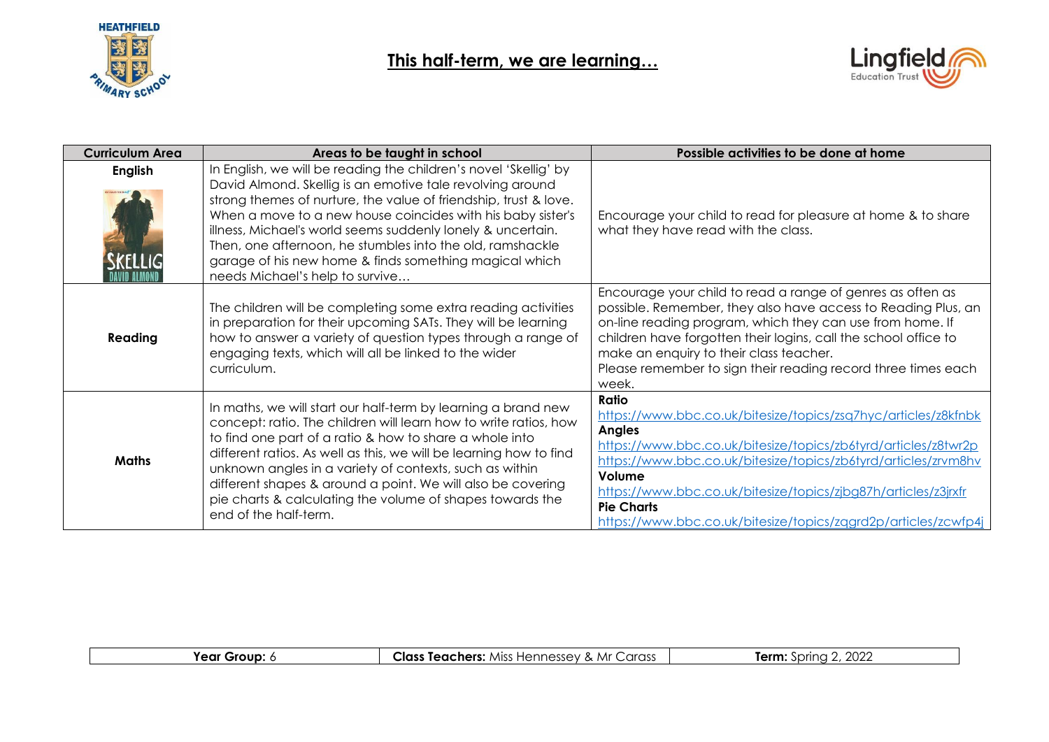# This half-term, we are learning…

| Curriculum Area | Areas to be taught in school | Possible activities to be done at home |
|---|---|---|
| **English** | In English, we will be reading the children's novel 'Skellig' by David Almond. Skellig is an emotive tale revolving around strong themes of nurture, the value of friendship, trust & love. When a move to a new house coincides with his baby sister's illness, Michael's world seems suddenly lonely & uncertain. Then, one afternoon, he stumbles into the old, ramshackle garage of his new home & finds something magical which needs Michael's help to survive… | Encourage your child to read for pleasure at home & to share what they have read with the class. |
| **Reading** | The children will be completing some extra reading activities in preparation for their upcoming SATs. They will be learning how to answer a variety of question types through a range of engaging texts, which will all be linked to the wider curriculum. | Encourage your child to read a range of genres as often as possible. Remember, they also have access to Reading Plus, an on-line reading program, which they can use from home. If children have forgotten their logins, call the school office to make an enquiry to their class teacher. Please remember to sign their reading record three times each week. |
| **Maths** | In maths, we will start our half-term by learning a brand new concept: ratio. The children will learn how to write ratios, how to find one part of a ratio & how to share a whole into different ratios. As well as this, we will be learning how to find unknown angles in a variety of contexts, such as within different shapes & around a point. We will also be covering pie charts & calculating the volume of shapes towards the end of the half-term. | **Ratio** https://www.bbc.co.uk/bitesize/topics/zsq7hyc/articles/z8kfnbk **Angles** https://www.bbc.co.uk/bitesize/topics/zb6tyrd/articles/z8twr2p https://www.bbc.co.uk/bitesize/topics/zb6tyrd/articles/zrvm8hv **Volume** https://www.bbc.co.uk/bitesize/topics/zjbg87h/articles/z3jrxfr **Pie Charts** https://www.bbc.co.uk/bitesize/topics/zqgrd2p/articles/zcwfp4j |

| **Year Group:** 6 | **Class Teachers:** Miss Hennessey & Mr Carass | **Term:** Spring 2, 2022 |
|---|---|---|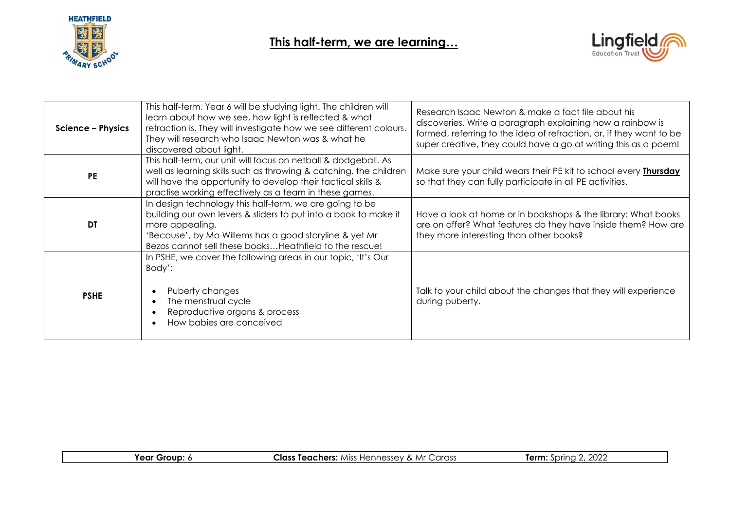# This half-term, we are learning…

| | | |
|---|---|---|
| **Science – Physics** | This half-term, Year 6 will be studying light. The children will learn about how we see, how light is reflected & what refraction is. They will investigate how we see different colours. They will research who Isaac Newton was & what he discovered about light. | Research Isaac Newton & make a fact file about his discoveries. Write a paragraph explaining how a rainbow is formed, referring to the idea of refraction, or, if they want to be super creative, they could have a go at writing this as a poem! |
| **PE** | This half-term, our unit will focus on netball & dodgeball. As well as learning skills such as throwing & catching, the children will have the opportunity to develop their tactical skills & practise working effectively as a team in these games. | Make sure your child wears their PE kit to school every **Thursday** so that they can fully participate in all PE activities. |
| **DT** | In design technology this half-term, we are going to be building our own levers & sliders to put into a book to make it more appealing. 'Because', by Mo Willems has a good storyline & yet Mr Bezos cannot sell these books…Heathfield to the rescue! | Have a look at home or in bookshops & the library: What books are on offer? What features do they have inside them? How are they more interesting than other books? |
| **PSHE** | In PSHE, we cover the following areas in our topic, 'It's Our Body':<br>• Puberty changes<br>• The menstrual cycle<br>• Reproductive organs & process<br>• How babies are conceived | Talk to your child about the changes that they will experience during puberty. |

| | | |
|---|---|---|
| **Year Group:** 6 | **Class Teachers:** Miss Hennessey & Mr Carass | **Term:** Spring 2, 2022 |